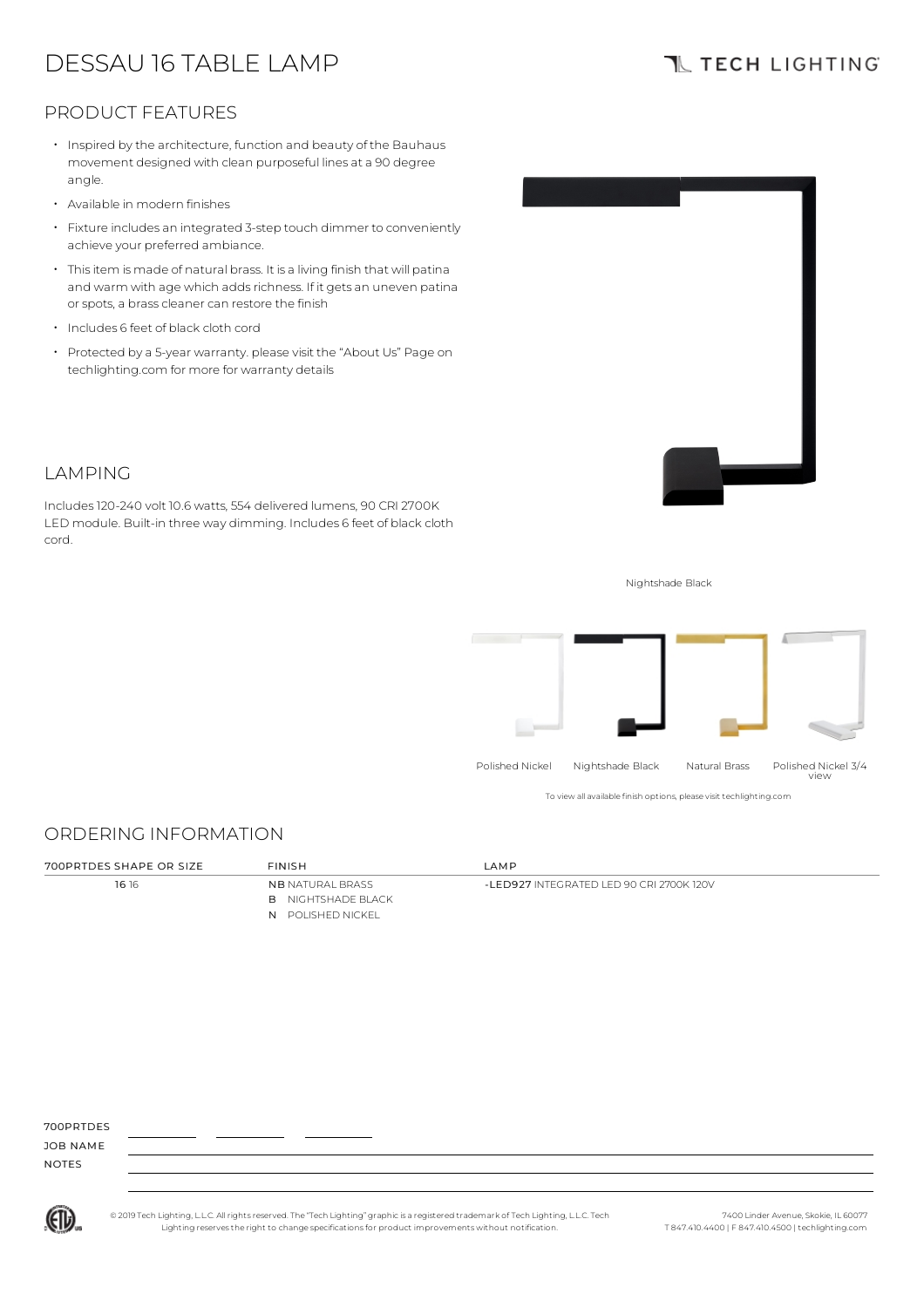# DESSAU 16 TABLE LAMP

TECH LIGHTING

## PRODUCT FEATURES

- Inspired by the architecture, function and beauty of the Bauhaus movement designed with clean purposeful lines at a 90 degree angle.
- Available in modern finishes
- Fixture includes an integrated 3-step touch dimmer to conveniently achieve your preferred ambiance.
- This item is made of natural brass. It is a living finish that will patina and warm with age which adds richness. If it gets an uneven patina or spots, a brass cleaner can restore the finish
- Includes 6 feet of black cloth cord
- Protected by a 5-year warranty. please visit the "About Us" Page on techlighting.com for more for warranty details

## LAMPING

Includes 120-240 volt 10.6 watts, 554 delivered lumens, 90 CRI 2700K LED module. Built-in three way dimming. Includes 6 feet of black cloth cord.

Nightshade Black

Polished Nickel | Nightshade Black | Natural Brass | Polished Nickel 3/4 view

To view all available finish options, please visit techlighting.com

## ORDERING INFORMATION

| 700PRTDES SHAPE OR SIZE | FINISH | LAMP |
|---|---|---|
| **16** 16 | **NB** NATURAL BRASS | **-LED927** INTEGRATED LED 90 CRI 2700K 120V |
| | **B** NIGHTSHADE BLACK | |
| | **N** POLISHED NICKEL | |

700PRTDES ________ ________ ________

JOB NAME

NOTES

© 2019 Tech Lighting, L.L.C. All rights reserved. The "Tech Lighting" graphic is a registered trademark of Tech Lighting, L.L.C. Tech Lighting reserves the right to change specifications for product improvements without notification.

7400 Linder Avenue, Skokie, IL 60077
T 847.410.4400 | F 847.410.4500 | techlighting.com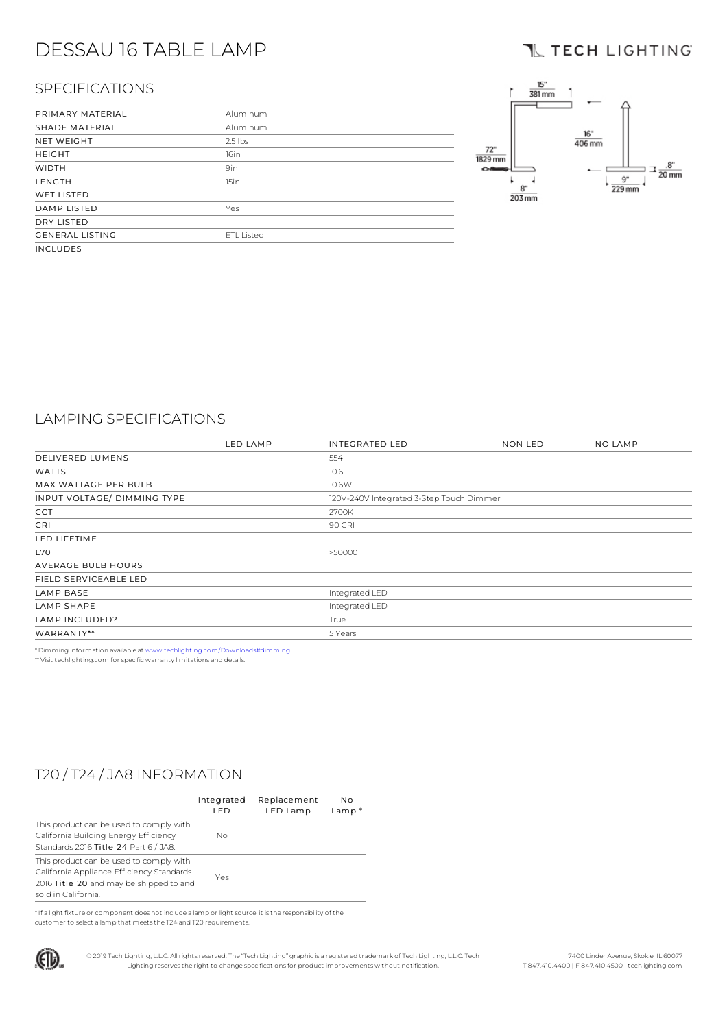# DESSAU 16 TABLE LAMP

TECH LIGHTING

## SPECIFICATIONS

| | |
|---|---|
| PRIMARY MATERIAL | Aluminum |
| SHADE MATERIAL | Aluminum |
| NET WEIGHT | 2.5 lbs |
| HEIGHT | 16in |
| WIDTH | 9in |
| LENGTH | 15in |
| WET LISTED | |
| DAMP LISTED | Yes |
| DRY LISTED | |
| GENERAL LISTING | ETL Listed |
| INCLUDES | |

15" 381 mm
72" 1829 mm
8" 203 mm
16" 406 mm
9" 229 mm
.8" 20 mm

## LAMPING SPECIFICATIONS

| | LED LAMP | INTEGRATED LED | NON LED | NO LAMP |
|---|---|---|---|---|
| DELIVERED LUMENS | | 554 | | |
| WATTS | | 10.6 | | |
| MAX WATTAGE PER BULB | | 10.6W | | |
| INPUT VOLTAGE/ DIMMING TYPE | | 120V-240V Integrated 3-Step Touch Dimmer | | |
| CCT | | 2700K | | |
| CRI | | 90 CRI | | |
| LED LIFETIME | | | | |
| L70 | | >50000 | | |
| AVERAGE BULB HOURS | | | | |
| FIELD SERVICEABLE LED | | | | |
| LAMP BASE | | Integrated LED | | |
| LAMP SHAPE | | Integrated LED | | |
| LAMP INCLUDED? | | True | | |
| WARRANTY** | | 5 Years | | |

* Dimming information available at www.techlighting.com/Downloads#dimming
** Visit techlighting.com for specific warranty limitations and details.

## T20 / T24 / JA8 INFORMATION

| | Integrated LED | Replacement LED Lamp | No Lamp * |
|---|---|---|---|
| This product can be used to comply with California Building Energy Efficiency Standards 2016 **Title 24** Part 6 / JA8. | No | | |
| This product can be used to comply with California Appliance Efficiency Standards 2016 **Title 20** and may be shipped to and sold in California. | Yes | | |

* If a light fixture or component does not include a lamp or light source, it is the responsibility of the customer to select a lamp that meets the T24 and T20 requirements.

© 2019 Tech Lighting, L.L.C. All rights reserved. The "Tech Lighting" graphic is a registered trademark of Tech Lighting, L.L.C. Tech Lighting reserves the right to change specifications for product improvements without notification.

7400 Linder Avenue, Skokie, IL 60077
T 847.410.4400 | F 847.410.4500 | techlighting.com